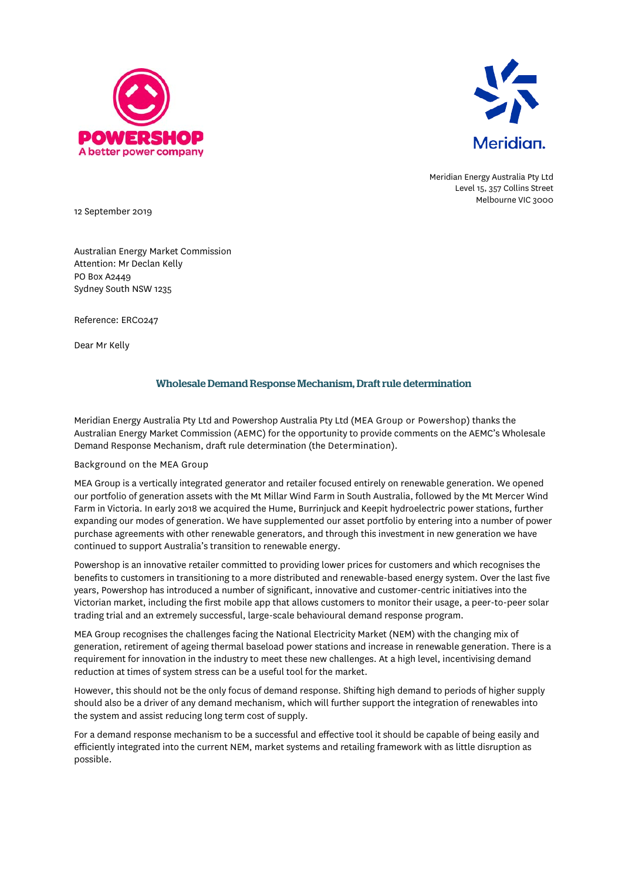POWERSHOP
A better power company

Meridian.

Meridian Energy Australia Pty Ltd
Level 15, 357 Collins Street
Melbourne VIC 3000

12 September 2019

Australian Energy Market Commission
Attention: Mr Declan Kelly
PO Box A2449
Sydney South NSW 1235

Reference: ERC0247

Dear Mr Kelly

## Wholesale Demand Response Mechanism, Draft rule determination

Meridian Energy Australia Pty Ltd and Powershop Australia Pty Ltd (MEA Group or Powershop) thanks the Australian Energy Market Commission (AEMC) for the opportunity to provide comments on the AEMC's Wholesale Demand Response Mechanism, draft rule determination (the Determination).

Background on the MEA Group

MEA Group is a vertically integrated generator and retailer focused entirely on renewable generation. We opened our portfolio of generation assets with the Mt Millar Wind Farm in South Australia, followed by the Mt Mercer Wind Farm in Victoria. In early 2018 we acquired the Hume, Burrinjuck and Keepit hydroelectric power stations, further expanding our modes of generation. We have supplemented our asset portfolio by entering into a number of power purchase agreements with other renewable generators, and through this investment in new generation we have continued to support Australia's transition to renewable energy.

Powershop is an innovative retailer committed to providing lower prices for customers and which recognises the benefits to customers in transitioning to a more distributed and renewable-based energy system. Over the last five years, Powershop has introduced a number of significant, innovative and customer-centric initiatives into the Victorian market, including the first mobile app that allows customers to monitor their usage, a peer-to-peer solar trading trial and an extremely successful, large-scale behavioural demand response program.

MEA Group recognises the challenges facing the National Electricity Market (NEM) with the changing mix of generation, retirement of ageing thermal baseload power stations and increase in renewable generation. There is a requirement for innovation in the industry to meet these new challenges. At a high level, incentivising demand reduction at times of system stress can be a useful tool for the market.

However, this should not be the only focus of demand response. Shifting high demand to periods of higher supply should also be a driver of any demand mechanism, which will further support the integration of renewables into the system and assist reducing long term cost of supply.

For a demand response mechanism to be a successful and effective tool it should be capable of being easily and efficiently integrated into the current NEM, market systems and retailing framework with as little disruption as possible.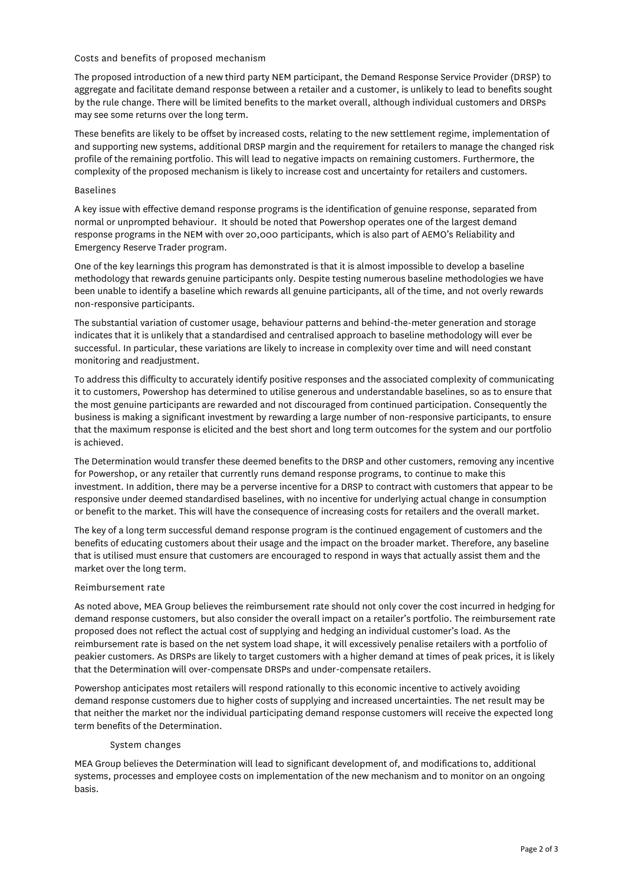## Costs and benefits of proposed mechanism

The proposed introduction of a new third party NEM participant, the Demand Response Service Provider (DRSP) to aggregate and facilitate demand response between a retailer and a customer, is unlikely to lead to benefits sought by the rule change. There will be limited benefits to the market overall, although individual customers and DRSPs may see some returns over the long term.

These benefits are likely to be offset by increased costs, relating to the new settlement regime, implementation of and supporting new systems, additional DRSP margin and the requirement for retailers to manage the changed risk profile of the remaining portfolio. This will lead to negative impacts on remaining customers. Furthermore, the complexity of the proposed mechanism is likely to increase cost and uncertainty for retailers and customers.

### Baselines

A key issue with effective demand response programs is the identification of genuine response, separated from normal or unprompted behaviour. It should be noted that Powershop operates one of the largest demand response programs in the NEM with over 20,000 participants, which is also part of AEMO's Reliability and Emergency Reserve Trader program.

One of the key learnings this program has demonstrated is that it is almost impossible to develop a baseline methodology that rewards genuine participants only. Despite testing numerous baseline methodologies we have been unable to identify a baseline which rewards all genuine participants, all of the time, and not overly rewards non-responsive participants.

The substantial variation of customer usage, behaviour patterns and behind-the-meter generation and storage indicates that it is unlikely that a standardised and centralised approach to baseline methodology will ever be successful. In particular, these variations are likely to increase in complexity over time and will need constant monitoring and readjustment.

To address this difficulty to accurately identify positive responses and the associated complexity of communicating it to customers, Powershop has determined to utilise generous and understandable baselines, so as to ensure that the most genuine participants are rewarded and not discouraged from continued participation. Consequently the business is making a significant investment by rewarding a large number of non-responsive participants, to ensure that the maximum response is elicited and the best short and long term outcomes for the system and our portfolio is achieved.

The Determination would transfer these deemed benefits to the DRSP and other customers, removing any incentive for Powershop, or any retailer that currently runs demand response programs, to continue to make this investment. In addition, there may be a perverse incentive for a DRSP to contract with customers that appear to be responsive under deemed standardised baselines, with no incentive for underlying actual change in consumption or benefit to the market. This will have the consequence of increasing costs for retailers and the overall market.

The key of a long term successful demand response program is the continued engagement of customers and the benefits of educating customers about their usage and the impact on the broader market. Therefore, any baseline that is utilised must ensure that customers are encouraged to respond in ways that actually assist them and the market over the long term.

### Reimbursement rate

As noted above, MEA Group believes the reimbursement rate should not only cover the cost incurred in hedging for demand response customers, but also consider the overall impact on a retailer's portfolio. The reimbursement rate proposed does not reflect the actual cost of supplying and hedging an individual customer's load. As the reimbursement rate is based on the net system load shape, it will excessively penalise retailers with a portfolio of peakier customers. As DRSPs are likely to target customers with a higher demand at times of peak prices, it is likely that the Determination will over-compensate DRSPs and under-compensate retailers.

Powershop anticipates most retailers will respond rationally to this economic incentive to actively avoiding demand response customers due to higher costs of supplying and increased uncertainties. The net result may be that neither the market nor the individual participating demand response customers will receive the expected long term benefits of the Determination.

### System changes

MEA Group believes the Determination will lead to significant development of, and modifications to, additional systems, processes and employee costs on implementation of the new mechanism and to monitor on an ongoing basis.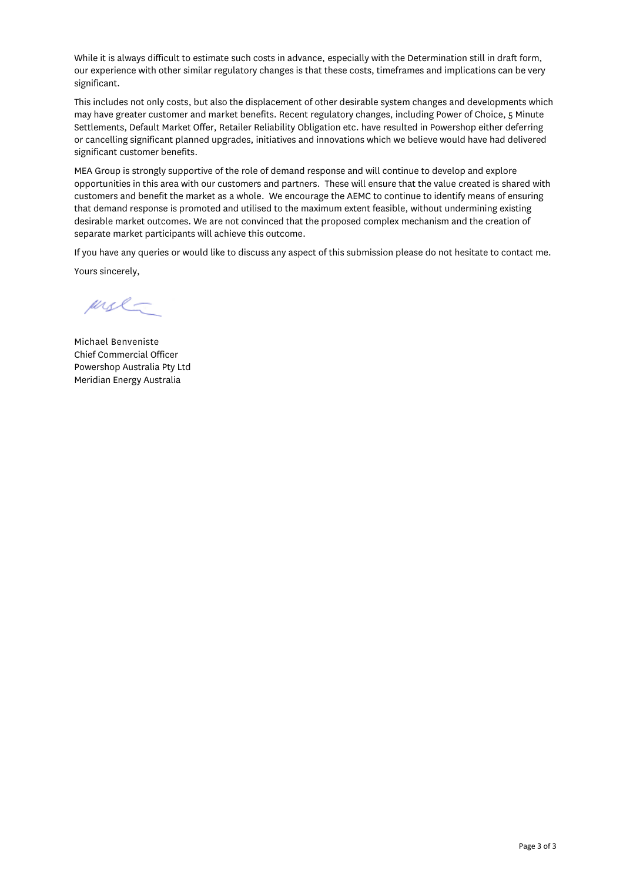While it is always difficult to estimate such costs in advance, especially with the Determination still in draft form, our experience with other similar regulatory changes is that these costs, timeframes and implications can be very significant.

This includes not only costs, but also the displacement of other desirable system changes and developments which may have greater customer and market benefits. Recent regulatory changes, including Power of Choice, 5 Minute Settlements, Default Market Offer, Retailer Reliability Obligation etc. have resulted in Powershop either deferring or cancelling significant planned upgrades, initiatives and innovations which we believe would have had delivered significant customer benefits.

MEA Group is strongly supportive of the role of demand response and will continue to develop and explore opportunities in this area with our customers and partners. These will ensure that the value created is shared with customers and benefit the market as a whole. We encourage the AEMC to continue to identify means of ensuring that demand response is promoted and utilised to the maximum extent feasible, without undermining existing desirable market outcomes. We are not convinced that the proposed complex mechanism and the creation of separate market participants will achieve this outcome.

If you have any queries or would like to discuss any aspect of this submission please do not hesitate to contact me.

Yours sincerely,

Michael Benveniste
Chief Commercial Officer
Powershop Australia Pty Ltd
Meridian Energy Australia